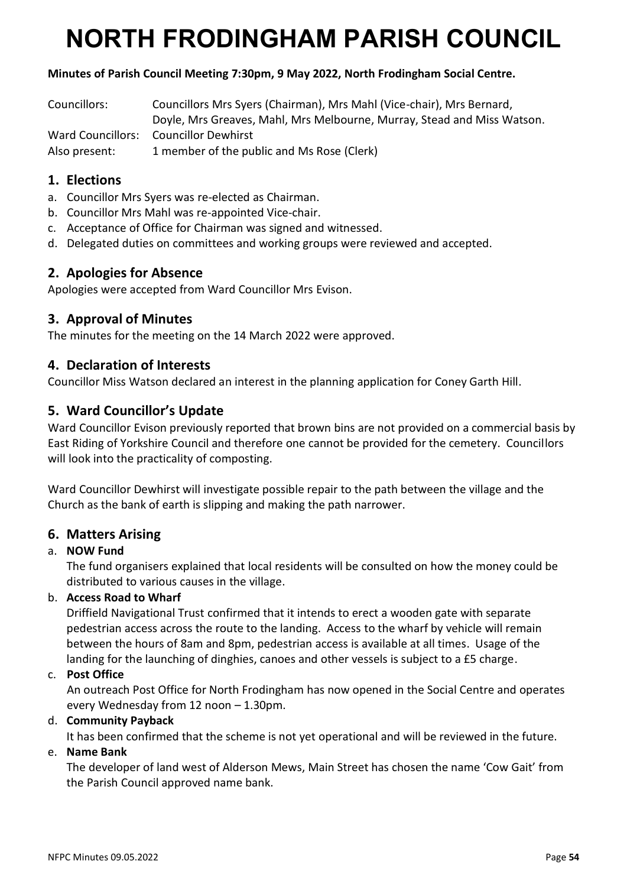# NORTH FRODINGHAM PARISH COUNCIL

**Minutes of Parish Council Meeting 7:30pm, 9 May 2022, North Frodingham Social Centre.**

Councillors: Councillors Mrs Syers (Chairman), Mrs Mahl (Vice-chair), Mrs Bernard, Doyle, Mrs Greaves, Mahl, Mrs Melbourne, Murray, Stead and Miss Watson.

Ward Councillors: Councillor Dewhirst

Also present: 1 member of the public and Ms Rose (Clerk)

## 1. Elections

a. Councillor Mrs Syers was re-elected as Chairman.
b. Councillor Mrs Mahl was re-appointed Vice-chair.
c. Acceptance of Office for Chairman was signed and witnessed.
d. Delegated duties on committees and working groups were reviewed and accepted.

## 2. Apologies for Absence

Apologies were accepted from Ward Councillor Mrs Evison.

## 3. Approval of Minutes

The minutes for the meeting on the 14 March 2022 were approved.

## 4. Declaration of Interests

Councillor Miss Watson declared an interest in the planning application for Coney Garth Hill.

## 5. Ward Councillor's Update

Ward Councillor Evison previously reported that brown bins are not provided on a commercial basis by East Riding of Yorkshire Council and therefore one cannot be provided for the cemetery. Councillors will look into the practicality of composting.

Ward Councillor Dewhirst will investigate possible repair to the path between the village and the Church as the bank of earth is slipping and making the path narrower.

## 6. Matters Arising

a. **NOW Fund**
   The fund organisers explained that local residents will be consulted on how the money could be distributed to various causes in the village.

b. **Access Road to Wharf**
   Driffield Navigational Trust confirmed that it intends to erect a wooden gate with separate pedestrian access across the route to the landing. Access to the wharf by vehicle will remain between the hours of 8am and 8pm, pedestrian access is available at all times. Usage of the landing for the launching of dinghies, canoes and other vessels is subject to a £5 charge.

c. **Post Office**
   An outreach Post Office for North Frodingham has now opened in the Social Centre and operates every Wednesday from 12 noon – 1.30pm.

d. **Community Payback**
   It has been confirmed that the scheme is not yet operational and will be reviewed in the future.

e. **Name Bank**
   The developer of land west of Alderson Mews, Main Street has chosen the name 'Cow Gait' from the Parish Council approved name bank.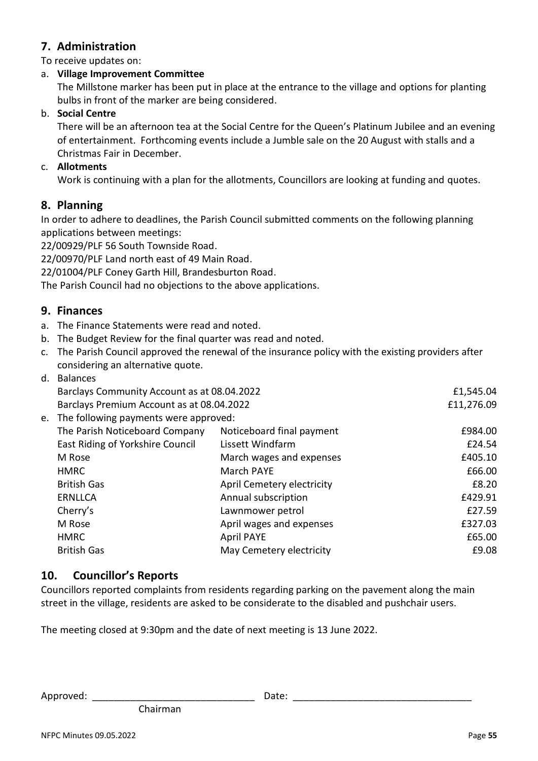## 7. Administration

To receive updates on:

a. **Village Improvement Committee**
   The Millstone marker has been put in place at the entrance to the village and options for planting bulbs in front of the marker are being considered.

b. **Social Centre**
   There will be an afternoon tea at the Social Centre for the Queen's Platinum Jubilee and an evening of entertainment. Forthcoming events include a Jumble sale on the 20 August with stalls and a Christmas Fair in December.

c. **Allotments**
   Work is continuing with a plan for the allotments, Councillors are looking at funding and quotes.

## 8. Planning

In order to adhere to deadlines, the Parish Council submitted comments on the following planning applications between meetings:

22/00929/PLF 56 South Townside Road.
22/00970/PLF Land north east of 49 Main Road.
22/01004/PLF Coney Garth Hill, Brandesburton Road.
The Parish Council had no objections to the above applications.

## 9. Finances

a. The Finance Statements were read and noted.
b. The Budget Review for the final quarter was read and noted.
c. The Parish Council approved the renewal of the insurance policy with the existing providers after considering an alternative quote.
d. Balances

| | |
|---|---|
| Barclays Community Account as at 08.04.2022 | £1,545.04 |
| Barclays Premium Account as at 08.04.2022 | £11,276.09 |

e. The following payments were approved:

| | | |
|---|---|---|
| The Parish Noticeboard Company | Noticeboard final payment | £984.00 |
| East Riding of Yorkshire Council | Lissett Windfarm | £24.54 |
| M Rose | March wages and expenses | £405.10 |
| HMRC | March PAYE | £66.00 |
| British Gas | April Cemetery electricity | £8.20 |
| ERNLLCA | Annual subscription | £429.91 |
| Cherry's | Lawnmower petrol | £27.59 |
| M Rose | April wages and expenses | £327.03 |
| HMRC | April PAYE | £65.00 |
| British Gas | May Cemetery electricity | £9.08 |

## 10. Councillor's Reports

Councillors reported complaints from residents regarding parking on the pavement along the main street in the village, residents are asked to be considerate to the disabled and pushchair users.

The meeting closed at 9:30pm and the date of next meeting is 13 June 2022.

Approved: ______________________________ Date: ________________________________
Chairman